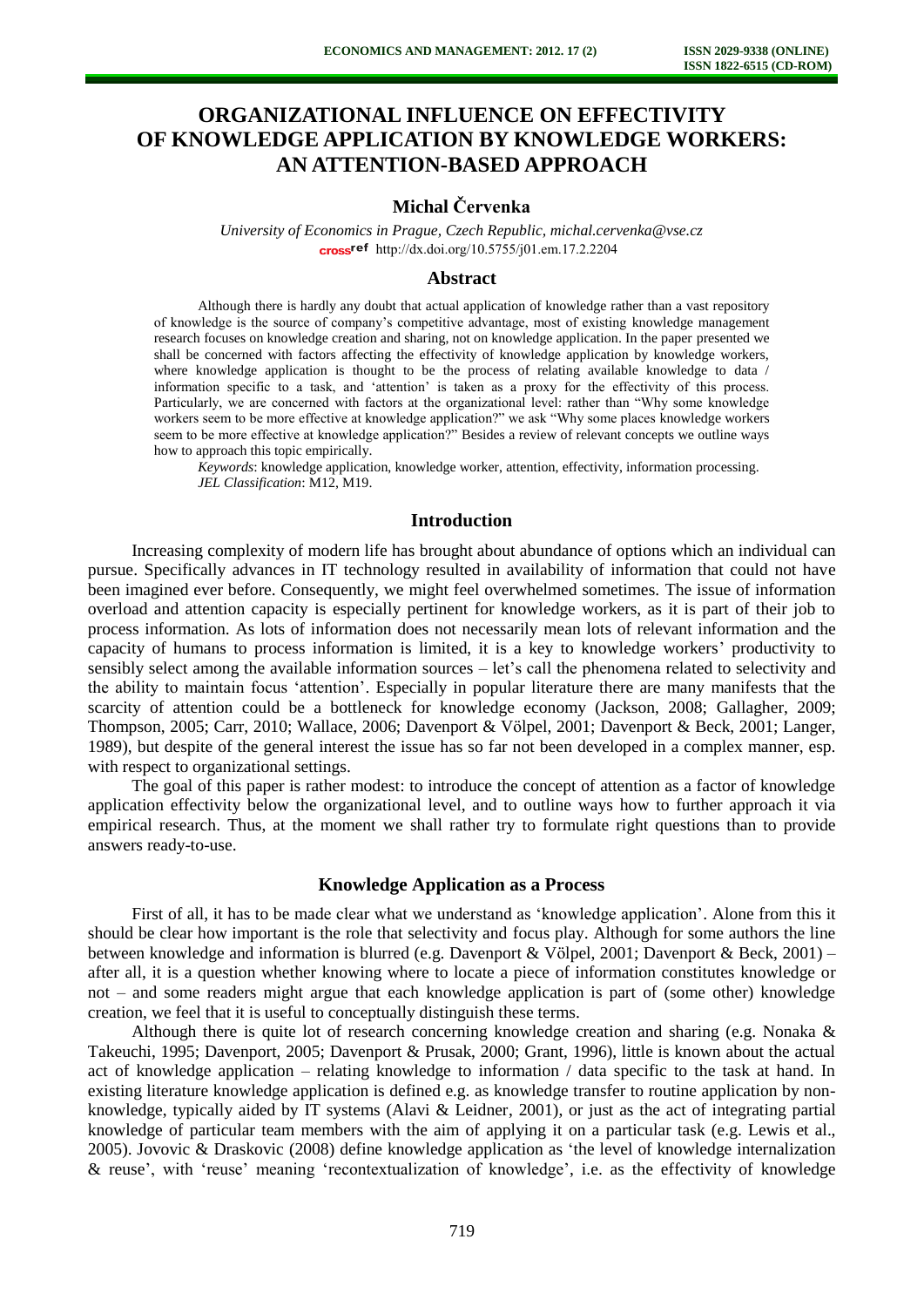# ORGANIZATIONAL INFLUENCE ON EFFECTIVITY OF KNOWLEDGE APPLICATION BY KNOWLEDGE WORKERS: AN ATTENTION-BASED APPROACH

## Michal Červenka

*University of Economics in Prague, Czech Republic, michal.cervenka@vse.cz*

http://dx.doi.org/10.5755/j01.em.17.2.2204

### Abstract

Although there is hardly any doubt that actual application of knowledge rather than a vast repository of knowledge is the source of company's competitive advantage, most of existing knowledge management research focuses on knowledge creation and sharing, not on knowledge application. In the paper presented we shall be concerned with factors affecting the effectivity of knowledge application by knowledge workers, where knowledge application is thought to be the process of relating available knowledge to data / information specific to a task, and 'attention' is taken as a proxy for the effectivity of this process. Particularly, we are concerned with factors at the organizational level: rather than "Why some knowledge workers seem to be more effective at knowledge application?" we ask "Why some places knowledge workers seem to be more effective at knowledge application?" Besides a review of relevant concepts we outline ways how to approach this topic empirically.

*Keywords*: knowledge application, knowledge worker, attention, effectivity, information processing.

*JEL Classification*: M12, M19.

### Introduction

Increasing complexity of modern life has brought about abundance of options which an individual can pursue. Specifically advances in IT technology resulted in availability of information that could not have been imagined ever before. Consequently, we might feel overwhelmed sometimes. The issue of information overload and attention capacity is especially pertinent for knowledge workers, as it is part of their job to process information. As lots of information does not necessarily mean lots of relevant information and the capacity of humans to process information is limited, it is a key to knowledge workers' productivity to sensibly select among the available information sources – let's call the phenomena related to selectivity and the ability to maintain focus 'attention'. Especially in popular literature there are many manifests that the scarcity of attention could be a bottleneck for knowledge economy (Jackson, 2008; Gallagher, 2009; Thompson, 2005; Carr, 2010; Wallace, 2006; Davenport & Völpel, 2001; Davenport & Beck, 2001; Langer, 1989), but despite of the general interest the issue has so far not been developed in a complex manner, esp. with respect to organizational settings.

The goal of this paper is rather modest: to introduce the concept of attention as a factor of knowledge application effectivity below the organizational level, and to outline ways how to further approach it via empirical research. Thus, at the moment we shall rather try to formulate right questions than to provide answers ready-to-use.

### Knowledge Application as a Process

First of all, it has to be made clear what we understand as 'knowledge application'. Alone from this it should be clear how important is the role that selectivity and focus play. Although for some authors the line between knowledge and information is blurred (e.g. Davenport & Völpel, 2001; Davenport & Beck, 2001) – after all, it is a question whether knowing where to locate a piece of information constitutes knowledge or not – and some readers might argue that each knowledge application is part of (some other) knowledge creation, we feel that it is useful to conceptually distinguish these terms.

Although there is quite lot of research concerning knowledge creation and sharing (e.g. Nonaka & Takeuchi, 1995; Davenport, 2005; Davenport & Prusak, 2000; Grant, 1996), little is known about the actual act of knowledge application – relating knowledge to information / data specific to the task at hand. In existing literature knowledge application is defined e.g. as knowledge transfer to routine application by non-knowledge, typically aided by IT systems (Alavi & Leidner, 2001), or just as the act of integrating partial knowledge of particular team members with the aim of applying it on a particular task (e.g. Lewis et al., 2005). Jovovic & Draskovic (2008) define knowledge application as 'the level of knowledge internalization & reuse', with 'reuse' meaning 'recontextualization of knowledge', i.e. as the effectivity of knowledge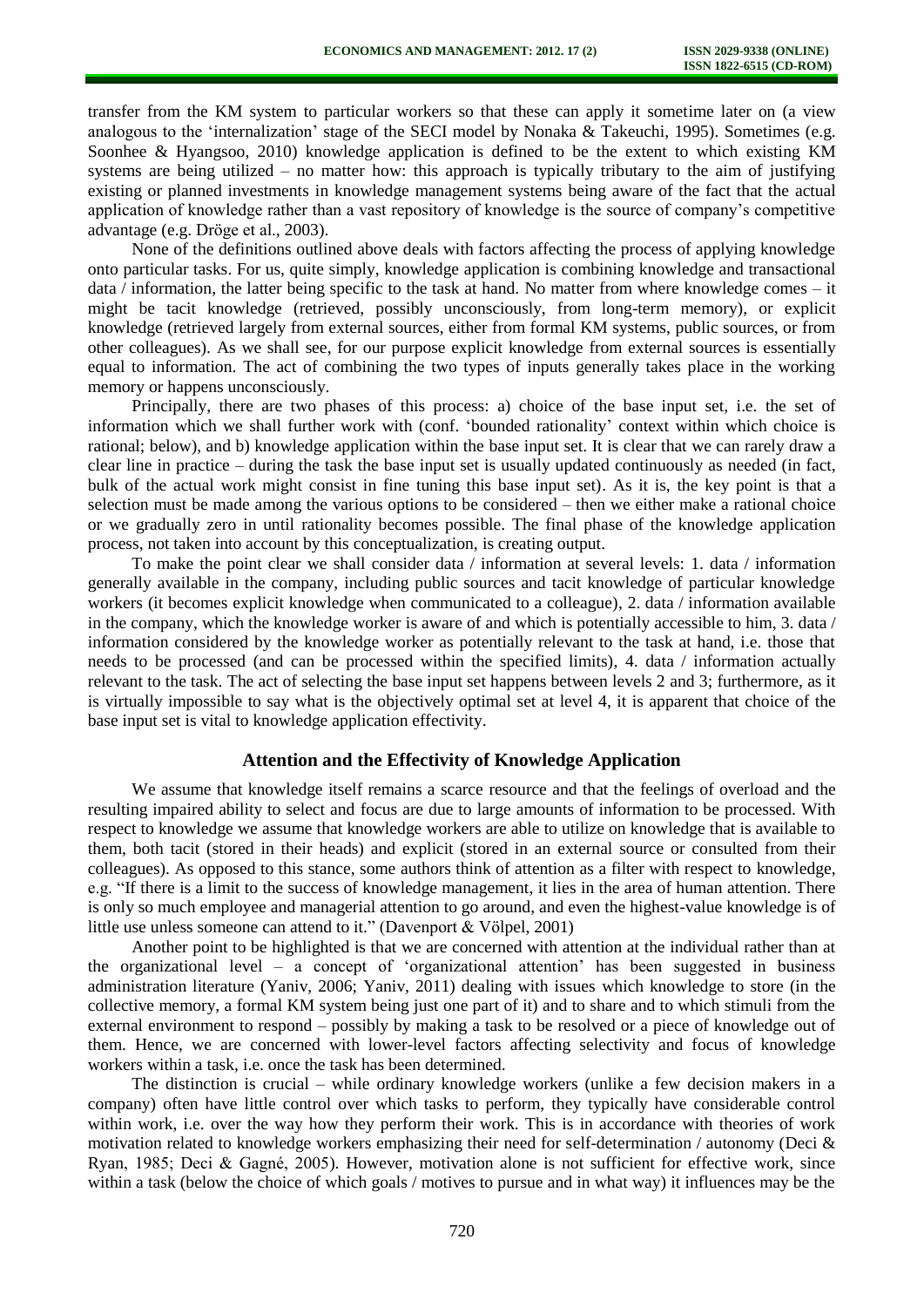transfer from the KM system to particular workers so that these can apply it sometime later on (a view analogous to the 'internalization' stage of the SECI model by Nonaka & Takeuchi, 1995). Sometimes (e.g. Soonhee & Hyangsoo, 2010) knowledge application is defined to be the extent to which existing KM systems are being utilized – no matter how: this approach is typically tributary to the aim of justifying existing or planned investments in knowledge management systems being aware of the fact that the actual application of knowledge rather than a vast repository of knowledge is the source of company's competitive advantage (e.g. Dröge et al., 2003).

None of the definitions outlined above deals with factors affecting the process of applying knowledge onto particular tasks. For us, quite simply, knowledge application is combining knowledge and transactional data / information, the latter being specific to the task at hand. No matter from where knowledge comes – it might be tacit knowledge (retrieved, possibly unconsciously, from long-term memory), or explicit knowledge (retrieved largely from external sources, either from formal KM systems, public sources, or from other colleagues). As we shall see, for our purpose explicit knowledge from external sources is essentially equal to information. The act of combining the two types of inputs generally takes place in the working memory or happens unconsciously.

Principally, there are two phases of this process: a) choice of the base input set, i.e. the set of information which we shall further work with (conf. 'bounded rationality' context within which choice is rational; below), and b) knowledge application within the base input set. It is clear that we can rarely draw a clear line in practice – during the task the base input set is usually updated continuously as needed (in fact, bulk of the actual work might consist in fine tuning this base input set). As it is, the key point is that a selection must be made among the various options to be considered – then we either make a rational choice or we gradually zero in until rationality becomes possible. The final phase of the knowledge application process, not taken into account by this conceptualization, is creating output.

To make the point clear we shall consider data / information at several levels: 1. data / information generally available in the company, including public sources and tacit knowledge of particular knowledge workers (it becomes explicit knowledge when communicated to a colleague), 2. data / information available in the company, which the knowledge worker is aware of and which is potentially accessible to him, 3. data / information considered by the knowledge worker as potentially relevant to the task at hand, i.e. those that needs to be processed (and can be processed within the specified limits), 4. data / information actually relevant to the task. The act of selecting the base input set happens between levels 2 and 3; furthermore, as it is virtually impossible to say what is the objectively optimal set at level 4, it is apparent that choice of the base input set is vital to knowledge application effectivity.

## Attention and the Effectivity of Knowledge Application

We assume that knowledge itself remains a scarce resource and that the feelings of overload and the resulting impaired ability to select and focus are due to large amounts of information to be processed. With respect to knowledge we assume that knowledge workers are able to utilize on knowledge that is available to them, both tacit (stored in their heads) and explicit (stored in an external source or consulted from their colleagues). As opposed to this stance, some authors think of attention as a filter with respect to knowledge, e.g. "If there is a limit to the success of knowledge management, it lies in the area of human attention. There is only so much employee and managerial attention to go around, and even the highest-value knowledge is of little use unless someone can attend to it." (Davenport & Völpel, 2001)

Another point to be highlighted is that we are concerned with attention at the individual rather than at the organizational level – a concept of 'organizational attention' has been suggested in business administration literature (Yaniv, 2006; Yaniv, 2011) dealing with issues which knowledge to store (in the collective memory, a formal KM system being just one part of it) and to share and to which stimuli from the external environment to respond – possibly by making a task to be resolved or a piece of knowledge out of them. Hence, we are concerned with lower-level factors affecting selectivity and focus of knowledge workers within a task, i.e. once the task has been determined.

The distinction is crucial – while ordinary knowledge workers (unlike a few decision makers in a company) often have little control over which tasks to perform, they typically have considerable control within work, i.e. over the way how they perform their work. This is in accordance with theories of work motivation related to knowledge workers emphasizing their need for self-determination / autonomy (Deci & Ryan, 1985; Deci & Gagné, 2005). However, motivation alone is not sufficient for effective work, since within a task (below the choice of which goals / motives to pursue and in what way) it influences may be the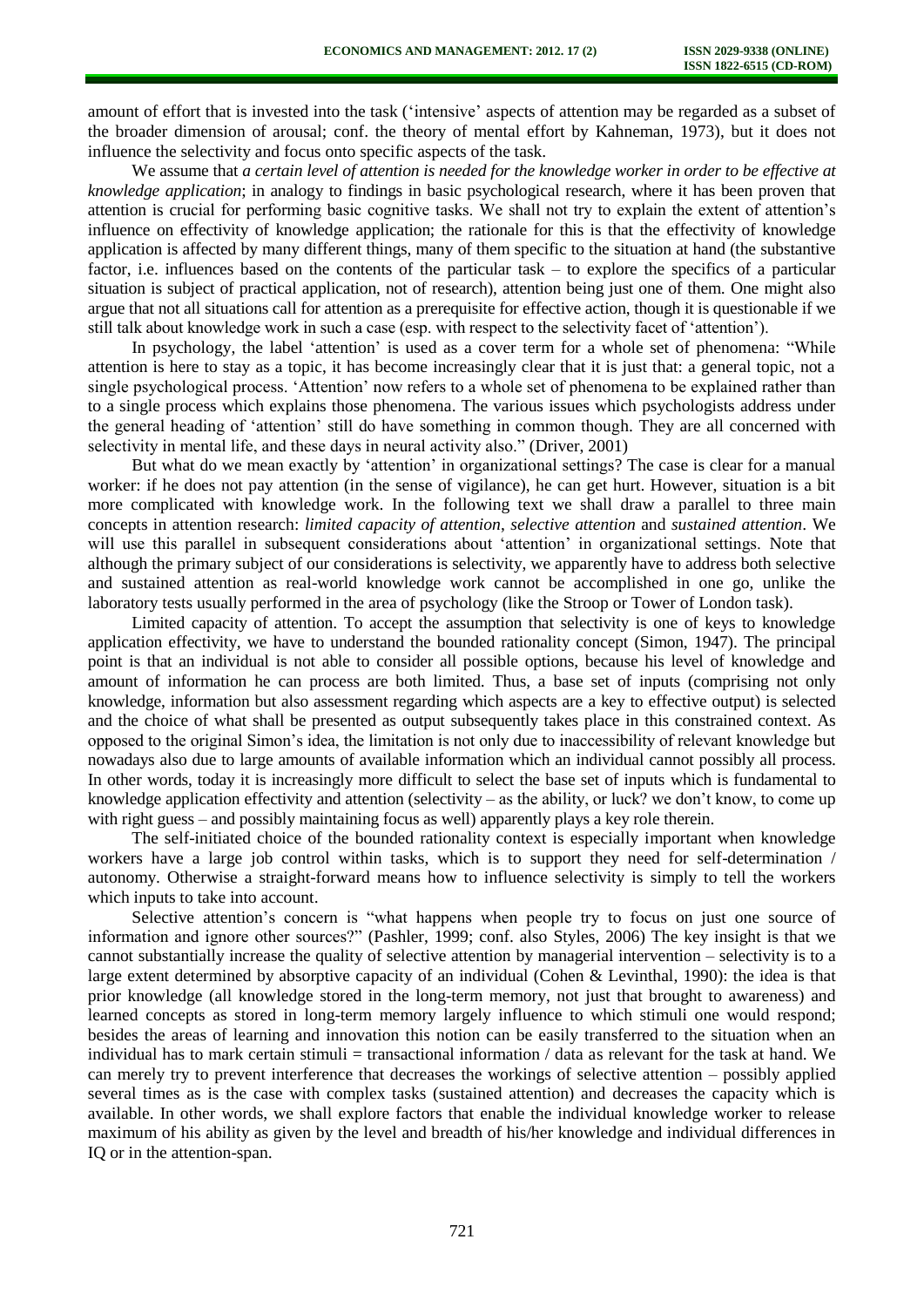amount of effort that is invested into the task ('intensive' aspects of attention may be regarded as a subset of the broader dimension of arousal; conf. the theory of mental effort by Kahneman, 1973), but it does not influence the selectivity and focus onto specific aspects of the task.

We assume that *a certain level of attention is needed for the knowledge worker in order to be effective at knowledge application*; in analogy to findings in basic psychological research, where it has been proven that attention is crucial for performing basic cognitive tasks. We shall not try to explain the extent of attention's influence on effectivity of knowledge application; the rationale for this is that the effectivity of knowledge application is affected by many different things, many of them specific to the situation at hand (the substantive factor, i.e. influences based on the contents of the particular task – to explore the specifics of a particular situation is subject of practical application, not of research), attention being just one of them. One might also argue that not all situations call for attention as a prerequisite for effective action, though it is questionable if we still talk about knowledge work in such a case (esp. with respect to the selectivity facet of 'attention').

In psychology, the label 'attention' is used as a cover term for a whole set of phenomena: "While attention is here to stay as a topic, it has become increasingly clear that it is just that: a general topic, not a single psychological process. 'Attention' now refers to a whole set of phenomena to be explained rather than to a single process which explains those phenomena. The various issues which psychologists address under the general heading of 'attention' still do have something in common though. They are all concerned with selectivity in mental life, and these days in neural activity also." (Driver, 2001)

But what do we mean exactly by 'attention' in organizational settings? The case is clear for a manual worker: if he does not pay attention (in the sense of vigilance), he can get hurt. However, situation is a bit more complicated with knowledge work. In the following text we shall draw a parallel to three main concepts in attention research: *limited capacity of attention*, *selective attention* and *sustained attention*. We will use this parallel in subsequent considerations about 'attention' in organizational settings. Note that although the primary subject of our considerations is selectivity, we apparently have to address both selective and sustained attention as real-world knowledge work cannot be accomplished in one go, unlike the laboratory tests usually performed in the area of psychology (like the Stroop or Tower of London task).

Limited capacity of attention. To accept the assumption that selectivity is one of keys to knowledge application effectivity, we have to understand the bounded rationality concept (Simon, 1947). The principal point is that an individual is not able to consider all possible options, because his level of knowledge and amount of information he can process are both limited. Thus, a base set of inputs (comprising not only knowledge, information but also assessment regarding which aspects are a key to effective output) is selected and the choice of what shall be presented as output subsequently takes place in this constrained context. As opposed to the original Simon's idea, the limitation is not only due to inaccessibility of relevant knowledge but nowadays also due to large amounts of available information which an individual cannot possibly all process. In other words, today it is increasingly more difficult to select the base set of inputs which is fundamental to knowledge application effectivity and attention (selectivity – as the ability, or luck? we don't know, to come up with right guess – and possibly maintaining focus as well) apparently plays a key role therein.

The self-initiated choice of the bounded rationality context is especially important when knowledge workers have a large job control within tasks, which is to support they need for self-determination / autonomy. Otherwise a straight-forward means how to influence selectivity is simply to tell the workers which inputs to take into account.

Selective attention's concern is "what happens when people try to focus on just one source of information and ignore other sources?" (Pashler, 1999; conf. also Styles, 2006) The key insight is that we cannot substantially increase the quality of selective attention by managerial intervention – selectivity is to a large extent determined by absorptive capacity of an individual (Cohen & Levinthal, 1990): the idea is that prior knowledge (all knowledge stored in the long-term memory, not just that brought to awareness) and learned concepts as stored in long-term memory largely influence to which stimuli one would respond; besides the areas of learning and innovation this notion can be easily transferred to the situation when an individual has to mark certain stimuli = transactional information / data as relevant for the task at hand. We can merely try to prevent interference that decreases the workings of selective attention – possibly applied several times as is the case with complex tasks (sustained attention) and decreases the capacity which is available. In other words, we shall explore factors that enable the individual knowledge worker to release maximum of his ability as given by the level and breadth of his/her knowledge and individual differences in IQ or in the attention-span.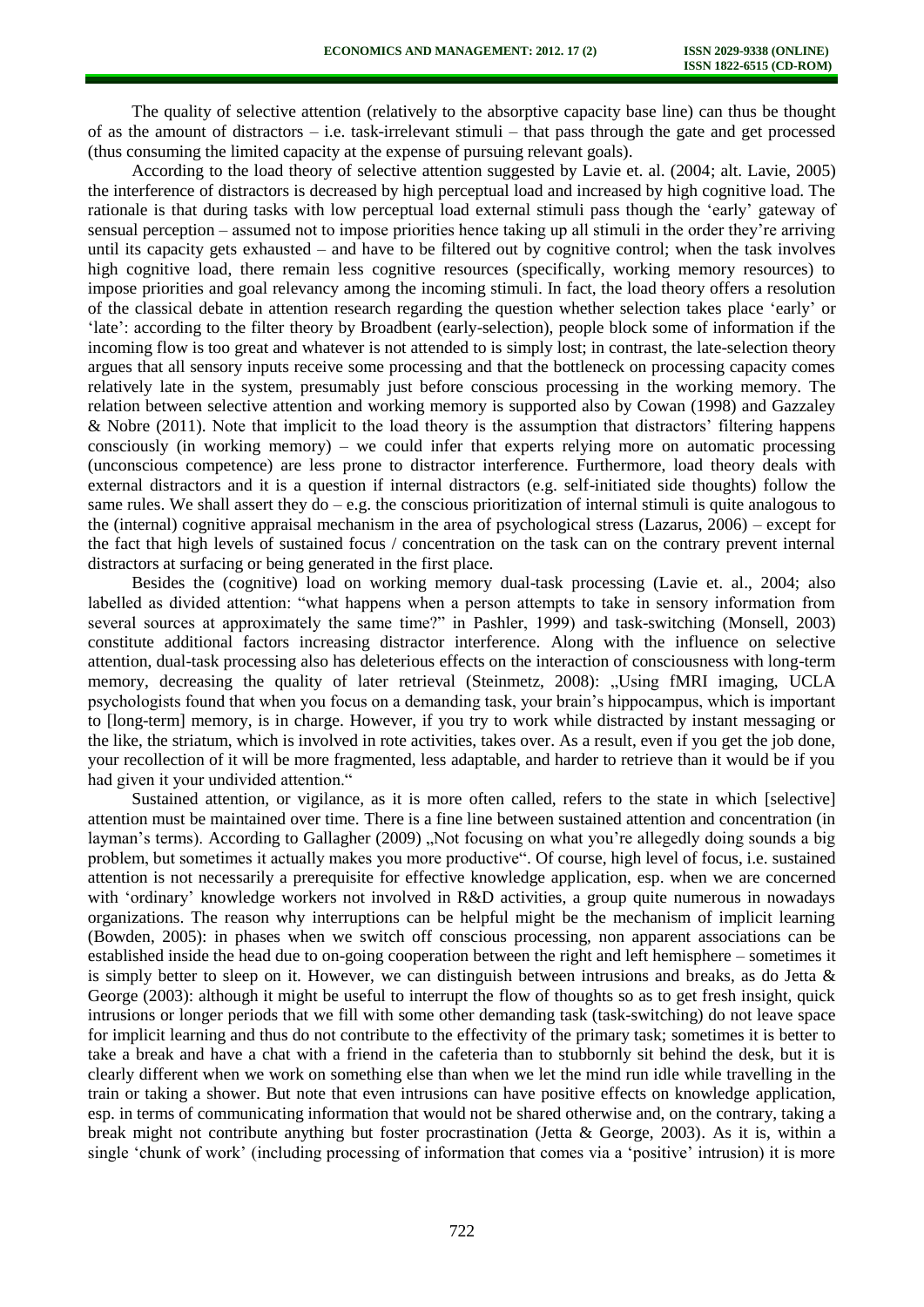The quality of selective attention (relatively to the absorptive capacity base line) can thus be thought of as the amount of distractors – i.e. task-irrelevant stimuli – that pass through the gate and get processed (thus consuming the limited capacity at the expense of pursuing relevant goals).

According to the load theory of selective attention suggested by Lavie et. al. (2004; alt. Lavie, 2005) the interference of distractors is decreased by high perceptual load and increased by high cognitive load. The rationale is that during tasks with low perceptual load external stimuli pass though the 'early' gateway of sensual perception – assumed not to impose priorities hence taking up all stimuli in the order they're arriving until its capacity gets exhausted – and have to be filtered out by cognitive control; when the task involves high cognitive load, there remain less cognitive resources (specifically, working memory resources) to impose priorities and goal relevancy among the incoming stimuli. In fact, the load theory offers a resolution of the classical debate in attention research regarding the question whether selection takes place 'early' or 'late': according to the filter theory by Broadbent (early-selection), people block some of information if the incoming flow is too great and whatever is not attended to is simply lost; in contrast, the late-selection theory argues that all sensory inputs receive some processing and that the bottleneck on processing capacity comes relatively late in the system, presumably just before conscious processing in the working memory. The relation between selective attention and working memory is supported also by Cowan (1998) and Gazzaley & Nobre (2011). Note that implicit to the load theory is the assumption that distractors' filtering happens consciously (in working memory) – we could infer that experts relying more on automatic processing (unconscious competence) are less prone to distractor interference. Furthermore, load theory deals with external distractors and it is a question if internal distractors (e.g. self-initiated side thoughts) follow the same rules. We shall assert they do – e.g. the conscious prioritization of internal stimuli is quite analogous to the (internal) cognitive appraisal mechanism in the area of psychological stress (Lazarus, 2006) – except for the fact that high levels of sustained focus / concentration on the task can on the contrary prevent internal distractors at surfacing or being generated in the first place.

Besides the (cognitive) load on working memory dual-task processing (Lavie et. al., 2004; also labelled as divided attention: "what happens when a person attempts to take in sensory information from several sources at approximately the same time?" in Pashler, 1999) and task-switching (Monsell, 2003) constitute additional factors increasing distractor interference. Along with the influence on selective attention, dual-task processing also has deleterious effects on the interaction of consciousness with long-term memory, decreasing the quality of later retrieval (Steinmetz, 2008): „Using fMRI imaging, UCLA psychologists found that when you focus on a demanding task, your brain's hippocampus, which is important to [long-term] memory, is in charge. However, if you try to work while distracted by instant messaging or the like, the striatum, which is involved in rote activities, takes over. As a result, even if you get the job done, your recollection of it will be more fragmented, less adaptable, and harder to retrieve than it would be if you had given it your undivided attention."

Sustained attention, or vigilance, as it is more often called, refers to the state in which [selective] attention must be maintained over time. There is a fine line between sustained attention and concentration (in layman's terms). According to Gallagher (2009) „Not focusing on what you're allegedly doing sounds a big problem, but sometimes it actually makes you more productive". Of course, high level of focus, i.e. sustained attention is not necessarily a prerequisite for effective knowledge application, esp. when we are concerned with 'ordinary' knowledge workers not involved in R&D activities, a group quite numerous in nowadays organizations. The reason why interruptions can be helpful might be the mechanism of implicit learning (Bowden, 2005): in phases when we switch off conscious processing, non apparent associations can be established inside the head due to on-going cooperation between the right and left hemisphere – sometimes it is simply better to sleep on it. However, we can distinguish between intrusions and breaks, as do Jetta & George (2003): although it might be useful to interrupt the flow of thoughts so as to get fresh insight, quick intrusions or longer periods that we fill with some other demanding task (task-switching) do not leave space for implicit learning and thus do not contribute to the effectivity of the primary task; sometimes it is better to take a break and have a chat with a friend in the cafeteria than to stubbornly sit behind the desk, but it is clearly different when we work on something else than when we let the mind run idle while travelling in the train or taking a shower. But note that even intrusions can have positive effects on knowledge application, esp. in terms of communicating information that would not be shared otherwise and, on the contrary, taking a break might not contribute anything but foster procrastination (Jetta & George, 2003). As it is, within a single 'chunk of work' (including processing of information that comes via a 'positive' intrusion) it is more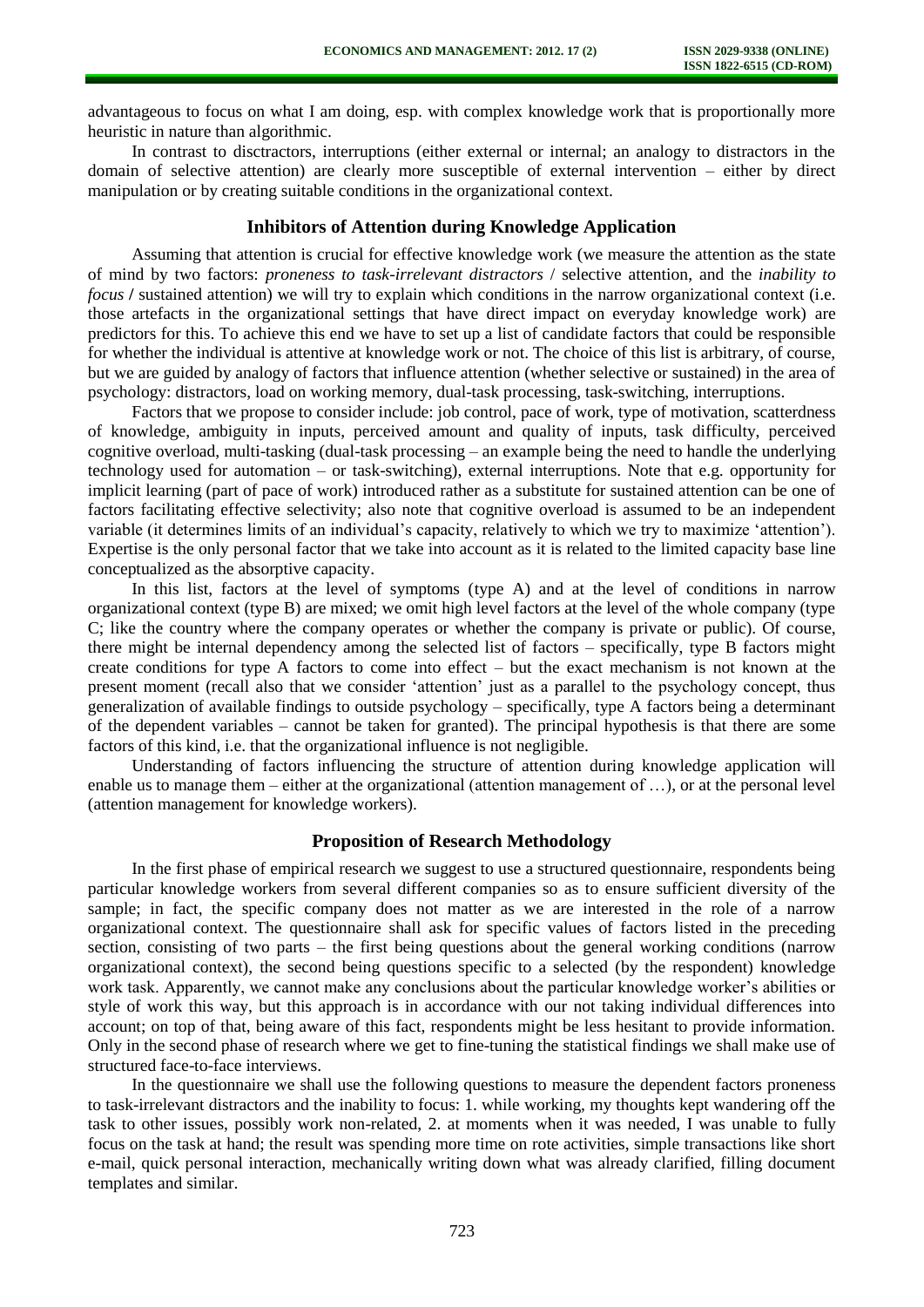advantageous to focus on what I am doing, esp. with complex knowledge work that is proportionally more heuristic in nature than algorithmic.

In contrast to disctractors, interruptions (either external or internal; an analogy to distractors in the domain of selective attention) are clearly more susceptible of external intervention – either by direct manipulation or by creating suitable conditions in the organizational context.

## Inhibitors of Attention during Knowledge Application

Assuming that attention is crucial for effective knowledge work (we measure the attention as the state of mind by two factors: *proneness to task-irrelevant distractors* / selective attention, and the *inability to focus* **/** sustained attention) we will try to explain which conditions in the narrow organizational context (i.e. those artefacts in the organizational settings that have direct impact on everyday knowledge work) are predictors for this. To achieve this end we have to set up a list of candidate factors that could be responsible for whether the individual is attentive at knowledge work or not. The choice of this list is arbitrary, of course, but we are guided by analogy of factors that influence attention (whether selective or sustained) in the area of psychology: distractors, load on working memory, dual-task processing, task-switching, interruptions.

Factors that we propose to consider include: job control, pace of work, type of motivation, scatterdness of knowledge, ambiguity in inputs, perceived amount and quality of inputs, task difficulty, perceived cognitive overload, multi-tasking (dual-task processing – an example being the need to handle the underlying technology used for automation – or task-switching), external interruptions. Note that e.g. opportunity for implicit learning (part of pace of work) introduced rather as a substitute for sustained attention can be one of factors facilitating effective selectivity; also note that cognitive overload is assumed to be an independent variable (it determines limits of an individual's capacity, relatively to which we try to maximize 'attention'). Expertise is the only personal factor that we take into account as it is related to the limited capacity base line conceptualized as the absorptive capacity.

In this list, factors at the level of symptoms (type A) and at the level of conditions in narrow organizational context (type B) are mixed; we omit high level factors at the level of the whole company (type C; like the country where the company operates or whether the company is private or public). Of course, there might be internal dependency among the selected list of factors – specifically, type B factors might create conditions for type A factors to come into effect – but the exact mechanism is not known at the present moment (recall also that we consider 'attention' just as a parallel to the psychology concept, thus generalization of available findings to outside psychology – specifically, type A factors being a determinant of the dependent variables – cannot be taken for granted). The principal hypothesis is that there are some factors of this kind, i.e. that the organizational influence is not negligible.

Understanding of factors influencing the structure of attention during knowledge application will enable us to manage them – either at the organizational (attention management of …), or at the personal level (attention management for knowledge workers).

## Proposition of Research Methodology

In the first phase of empirical research we suggest to use a structured questionnaire, respondents being particular knowledge workers from several different companies so as to ensure sufficient diversity of the sample; in fact, the specific company does not matter as we are interested in the role of a narrow organizational context. The questionnaire shall ask for specific values of factors listed in the preceding section, consisting of two parts – the first being questions about the general working conditions (narrow organizational context), the second being questions specific to a selected (by the respondent) knowledge work task. Apparently, we cannot make any conclusions about the particular knowledge worker's abilities or style of work this way, but this approach is in accordance with our not taking individual differences into account; on top of that, being aware of this fact, respondents might be less hesitant to provide information. Only in the second phase of research where we get to fine-tuning the statistical findings we shall make use of structured face-to-face interviews.

In the questionnaire we shall use the following questions to measure the dependent factors proneness to task-irrelevant distractors and the inability to focus: 1. while working, my thoughts kept wandering off the task to other issues, possibly work non-related, 2. at moments when it was needed, I was unable to fully focus on the task at hand; the result was spending more time on rote activities, simple transactions like short e-mail, quick personal interaction, mechanically writing down what was already clarified, filling document templates and similar.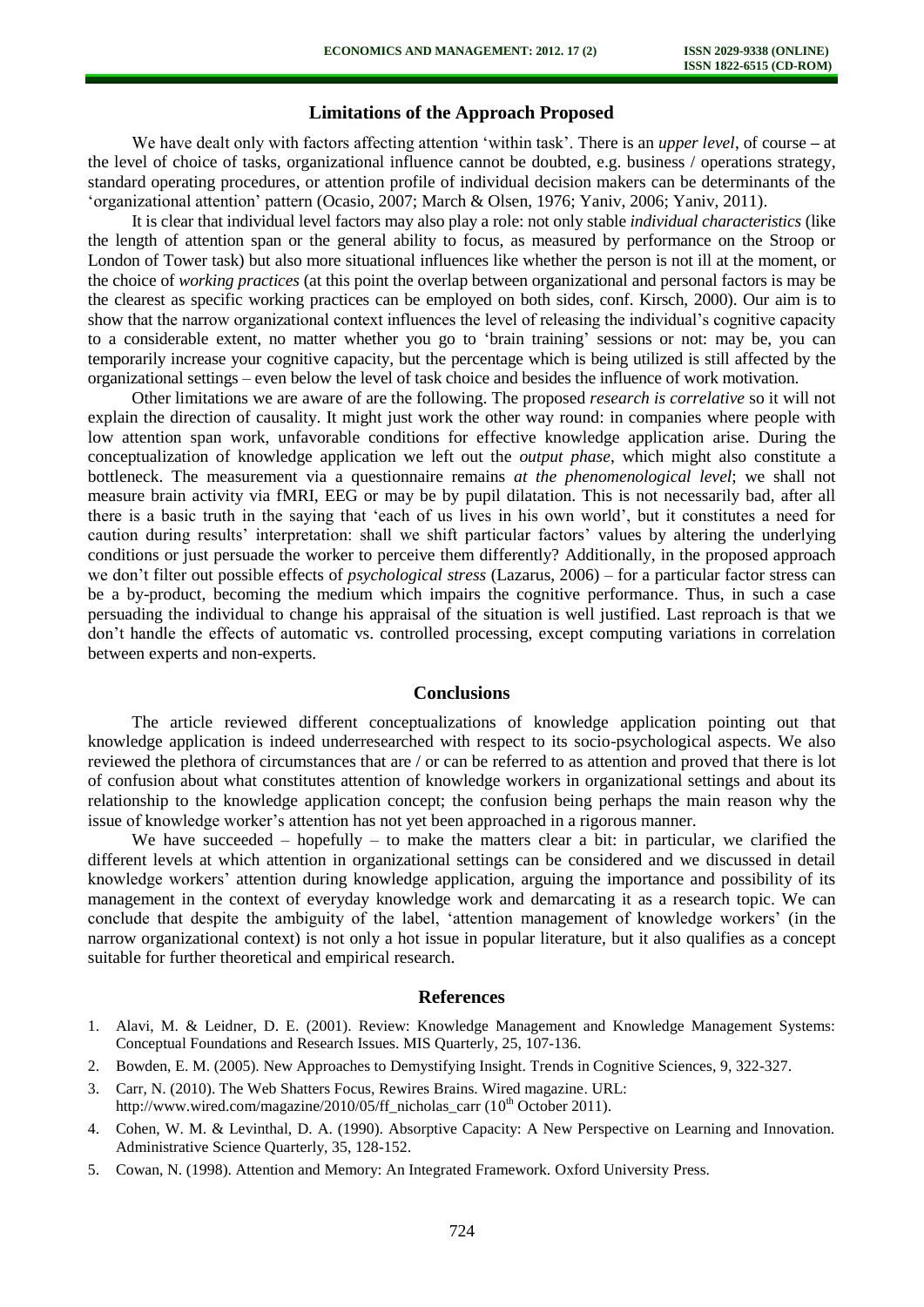## Limitations of the Approach Proposed

We have dealt only with factors affecting attention 'within task'. There is an *upper level*, of course **–** at the level of choice of tasks, organizational influence cannot be doubted, e.g. business / operations strategy, standard operating procedures, or attention profile of individual decision makers can be determinants of the 'organizational attention' pattern (Ocasio, 2007; March & Olsen, 1976; Yaniv, 2006; Yaniv, 2011).

It is clear that individual level factors may also play a role: not only stable *individual characteristics* (like the length of attention span or the general ability to focus, as measured by performance on the Stroop or London of Tower task) but also more situational influences like whether the person is not ill at the moment, or the choice of *working practices* (at this point the overlap between organizational and personal factors is may be the clearest as specific working practices can be employed on both sides, conf. Kirsch, 2000). Our aim is to show that the narrow organizational context influences the level of releasing the individual's cognitive capacity to a considerable extent, no matter whether you go to 'brain training' sessions or not: may be, you can temporarily increase your cognitive capacity, but the percentage which is being utilized is still affected by the organizational settings – even below the level of task choice and besides the influence of work motivation.

Other limitations we are aware of are the following. The proposed *research is correlative* so it will not explain the direction of causality. It might just work the other way round: in companies where people with low attention span work, unfavorable conditions for effective knowledge application arise. During the conceptualization of knowledge application we left out the *output phase*, which might also constitute a bottleneck. The measurement via a questionnaire remains *at the phenomenological level*; we shall not measure brain activity via fMRI, EEG or may be by pupil dilatation. This is not necessarily bad, after all there is a basic truth in the saying that 'each of us lives in his own world', but it constitutes a need for caution during results' interpretation: shall we shift particular factors' values by altering the underlying conditions or just persuade the worker to perceive them differently? Additionally, in the proposed approach we don't filter out possible effects of *psychological stress* (Lazarus, 2006) – for a particular factor stress can be a by-product, becoming the medium which impairs the cognitive performance. Thus, in such a case persuading the individual to change his appraisal of the situation is well justified. Last reproach is that we don't handle the effects of automatic vs. controlled processing, except computing variations in correlation between experts and non-experts.

## Conclusions

The article reviewed different conceptualizations of knowledge application pointing out that knowledge application is indeed underresearched with respect to its socio-psychological aspects. We also reviewed the plethora of circumstances that are / or can be referred to as attention and proved that there is lot of confusion about what constitutes attention of knowledge workers in organizational settings and about its relationship to the knowledge application concept; the confusion being perhaps the main reason why the issue of knowledge worker's attention has not yet been approached in a rigorous manner.

We have succeeded – hopefully – to make the matters clear a bit: in particular, we clarified the different levels at which attention in organizational settings can be considered and we discussed in detail knowledge workers' attention during knowledge application, arguing the importance and possibility of its management in the context of everyday knowledge work and demarcating it as a research topic. We can conclude that despite the ambiguity of the label, 'attention management of knowledge workers' (in the narrow organizational context) is not only a hot issue in popular literature, but it also qualifies as a concept suitable for further theoretical and empirical research.

## References

1. Alavi, M. & Leidner, D. E. (2001). Review: Knowledge Management and Knowledge Management Systems: Conceptual Foundations and Research Issues. MIS Quarterly, 25, 107-136.
2. Bowden, E. M. (2005). New Approaches to Demystifying Insight. Trends in Cognitive Sciences, 9, 322-327.
3. Carr, N. (2010). The Web Shatters Focus, Rewires Brains. Wired magazine. URL: http://www.wired.com/magazine/2010/05/ff_nicholas_carr (10th October 2011).
4. Cohen, W. M. & Levinthal, D. A. (1990). Absorptive Capacity: A New Perspective on Learning and Innovation. Administrative Science Quarterly, 35, 128-152.
5. Cowan, N. (1998). Attention and Memory: An Integrated Framework. Oxford University Press.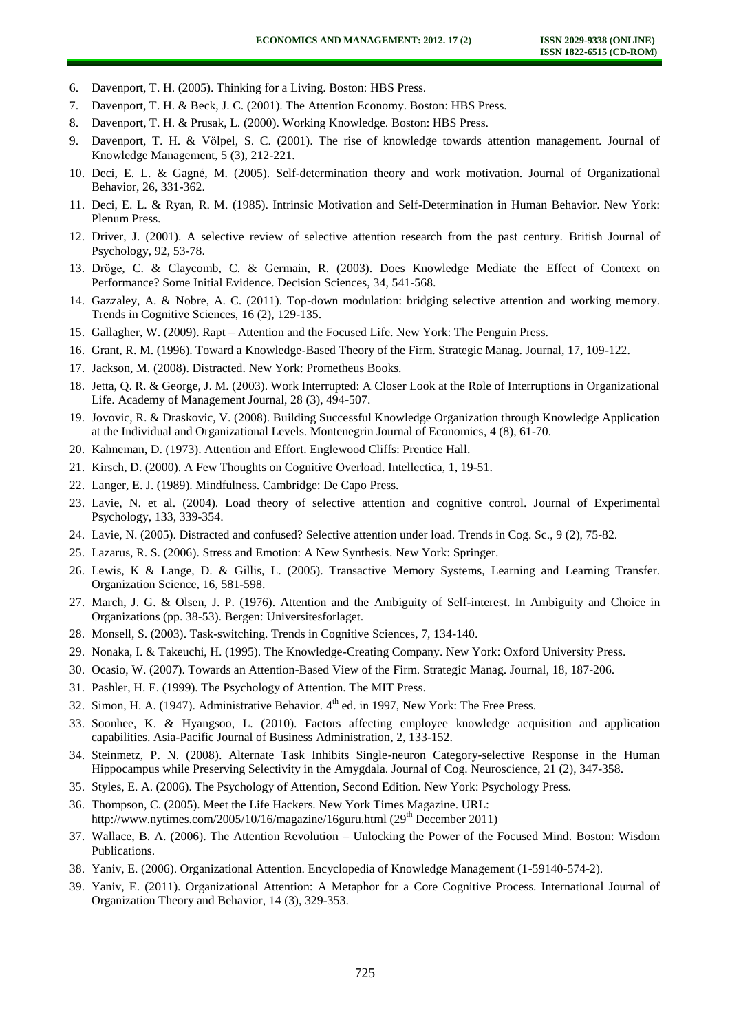6. Davenport, T. H. (2005). Thinking for a Living. Boston: HBS Press.
7. Davenport, T. H. & Beck, J. C. (2001). The Attention Economy. Boston: HBS Press.
8. Davenport, T. H. & Prusak, L. (2000). Working Knowledge. Boston: HBS Press.
9. Davenport, T. H. & Völpel, S. C. (2001). The rise of knowledge towards attention management. Journal of Knowledge Management, 5 (3), 212-221.
10. Deci, E. L. & Gagné, M. (2005). Self-determination theory and work motivation. Journal of Organizational Behavior, 26, 331-362.
11. Deci, E. L. & Ryan, R. M. (1985). Intrinsic Motivation and Self-Determination in Human Behavior. New York: Plenum Press.
12. Driver, J. (2001). A selective review of selective attention research from the past century. British Journal of Psychology, 92, 53-78.
13. Dröge, C. & Claycomb, C. & Germain, R. (2003). Does Knowledge Mediate the Effect of Context on Performance? Some Initial Evidence. Decision Sciences, 34, 541-568.
14. Gazzaley, A. & Nobre, A. C. (2011). Top-down modulation: bridging selective attention and working memory. Trends in Cognitive Sciences, 16 (2), 129-135.
15. Gallagher, W. (2009). Rapt – Attention and the Focused Life. New York: The Penguin Press.
16. Grant, R. M. (1996). Toward a Knowledge-Based Theory of the Firm. Strategic Manag. Journal, 17, 109-122.
17. Jackson, M. (2008). Distracted. New York: Prometheus Books.
18. Jetta, Q. R. & George, J. M. (2003). Work Interrupted: A Closer Look at the Role of Interruptions in Organizational Life. Academy of Management Journal, 28 (3), 494-507.
19. Jovovic, R. & Draskovic, V. (2008). Building Successful Knowledge Organization through Knowledge Application at the Individual and Organizational Levels. Montenegrin Journal of Economics, 4 (8), 61-70.
20. Kahneman, D. (1973). Attention and Effort. Englewood Cliffs: Prentice Hall.
21. Kirsch, D. (2000). A Few Thoughts on Cognitive Overload. Intellectica, 1, 19-51.
22. Langer, E. J. (1989). Mindfulness. Cambridge: De Capo Press.
23. Lavie, N. et al. (2004). Load theory of selective attention and cognitive control. Journal of Experimental Psychology, 133, 339-354.
24. Lavie, N. (2005). Distracted and confused? Selective attention under load. Trends in Cog. Sc., 9 (2), 75-82.
25. Lazarus, R. S. (2006). Stress and Emotion: A New Synthesis. New York: Springer.
26. Lewis, K & Lange, D. & Gillis, L. (2005). Transactive Memory Systems, Learning and Learning Transfer. Organization Science, 16, 581-598.
27. March, J. G. & Olsen, J. P. (1976). Attention and the Ambiguity of Self-interest. In Ambiguity and Choice in Organizations (pp. 38-53). Bergen: Universitesforlaget.
28. Monsell, S. (2003). Task-switching. Trends in Cognitive Sciences, 7, 134-140.
29. Nonaka, I. & Takeuchi, H. (1995). The Knowledge-Creating Company. New York: Oxford University Press.
30. Ocasio, W. (2007). Towards an Attention-Based View of the Firm. Strategic Manag. Journal, 18, 187-206.
31. Pashler, H. E. (1999). The Psychology of Attention. The MIT Press.
32. Simon, H. A. (1947). Administrative Behavior. 4th ed. in 1997, New York: The Free Press.
33. Soonhee, K. & Hyangsoo, L. (2010). Factors affecting employee knowledge acquisition and application capabilities. Asia-Pacific Journal of Business Administration, 2, 133-152.
34. Steinmetz, P. N. (2008). Alternate Task Inhibits Single-neuron Category-selective Response in the Human Hippocampus while Preserving Selectivity in the Amygdala. Journal of Cog. Neuroscience, 21 (2), 347-358.
35. Styles, E. A. (2006). The Psychology of Attention, Second Edition. New York: Psychology Press.
36. Thompson, C. (2005). Meet the Life Hackers. New York Times Magazine. URL: http://www.nytimes.com/2005/10/16/magazine/16guru.html (29th December 2011)
37. Wallace, B. A. (2006). The Attention Revolution – Unlocking the Power of the Focused Mind. Boston: Wisdom Publications.
38. Yaniv, E. (2006). Organizational Attention. Encyclopedia of Knowledge Management (1-59140-574-2).
39. Yaniv, E. (2011). Organizational Attention: A Metaphor for a Core Cognitive Process. International Journal of Organization Theory and Behavior, 14 (3), 329-353.